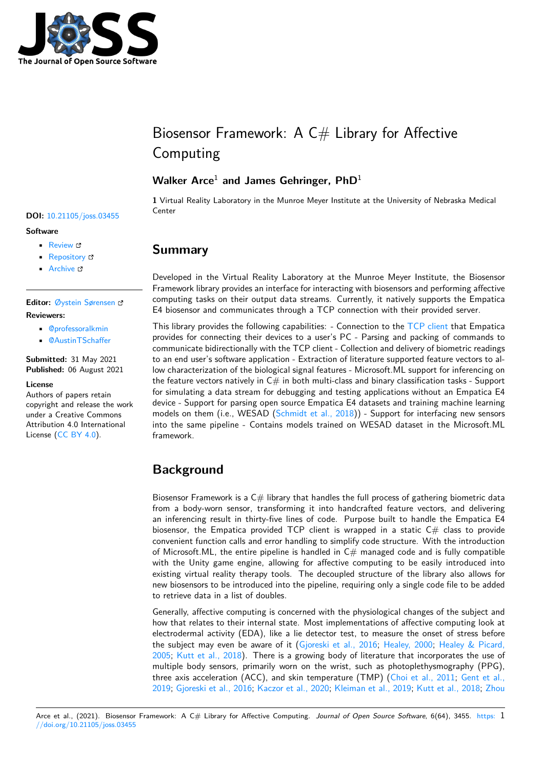# Biosensor Framework: A C# Library for Affective Computing

**Walker Arce**[1] **and James Gehringer, PhD**[1]

**1** Virtual Reality Laboratory in the Munroe Meyer Institute at the University of Nebraska Medical Center

**DOI:** 10.21105/joss.03455

**Software**

- Review
- Repository
- Archive

**Editor:** Øystein Sørensen

**Reviewers:**

- @professoralkmin
- @AustinTSchaffer

**Submitted:** 31 May 2021
**Published:** 06 August 2021

**License**
Authors of papers retain copyright and release the work under a Creative Commons Attribution 4.0 International License (CC BY 4.0).

## Summary

Developed in the Virtual Reality Laboratory at the Munroe Meyer Institute, the Biosensor Framework library provides an interface for interacting with biosensors and performing affective computing tasks on their output data streams. Currently, it natively supports the Empatica E4 biosensor and communicates through a TCP connection with their provided server.

This library provides the following capabilities: - Connection to the TCP client that Empatica provides for connecting their devices to a user's PC - Parsing and packing of commands to communicate bidirectionally with the TCP client - Collection and delivery of biometric readings to an end user's software application - Extraction of literature supported feature vectors to allow characterization of the biological signal features - Microsoft.ML support for inferencing on the feature vectors natively in C# in both multi-class and binary classification tasks - Support for simulating a data stream for debugging and testing applications without an Empatica E4 device - Support for parsing open source Empatica E4 datasets and training machine learning models on them (i.e., WESAD (Schmidt et al., 2018)) - Support for interfacing new sensors into the same pipeline - Contains models trained on WESAD dataset in the Microsoft.ML framework.

## Background

Biosensor Framework is a C# library that handles the full process of gathering biometric data from a body-worn sensor, transforming it into handcrafted feature vectors, and delivering an inferencing result in thirty-five lines of code. Purpose built to handle the Empatica E4 biosensor, the Empatica provided TCP client is wrapped in a static C# class to provide convenient function calls and error handling to simplify code structure. With the introduction of Microsoft.ML, the entire pipeline is handled in C# managed code and is fully compatible with the Unity game engine, allowing for affective computing to be easily introduced into existing virtual reality therapy tools. The decoupled structure of the library also allows for new biosensors to be introduced into the pipeline, requiring only a single code file to be added to retrieve data in a list of doubles.

Generally, affective computing is concerned with the physiological changes of the subject and how that relates to their internal state. Most implementations of affective computing look at electrodermal activity (EDA), like a lie detector test, to measure the onset of stress before the subject may even be aware of it (Gjoreski et al., 2016; Healey, 2000; Healey & Picard, 2005; Kutt et al., 2018). There is a growing body of literature that incorporates the use of multiple body sensors, primarily worn on the wrist, such as photoplethysmography (PPG), three axis acceleration (ACC), and skin temperature (TMP) (Choi et al., 2011; Gent et al., 2019; Gjoreski et al., 2016; Kaczor et al., 2020; Kleiman et al., 2019; Kutt et al., 2018; Zhou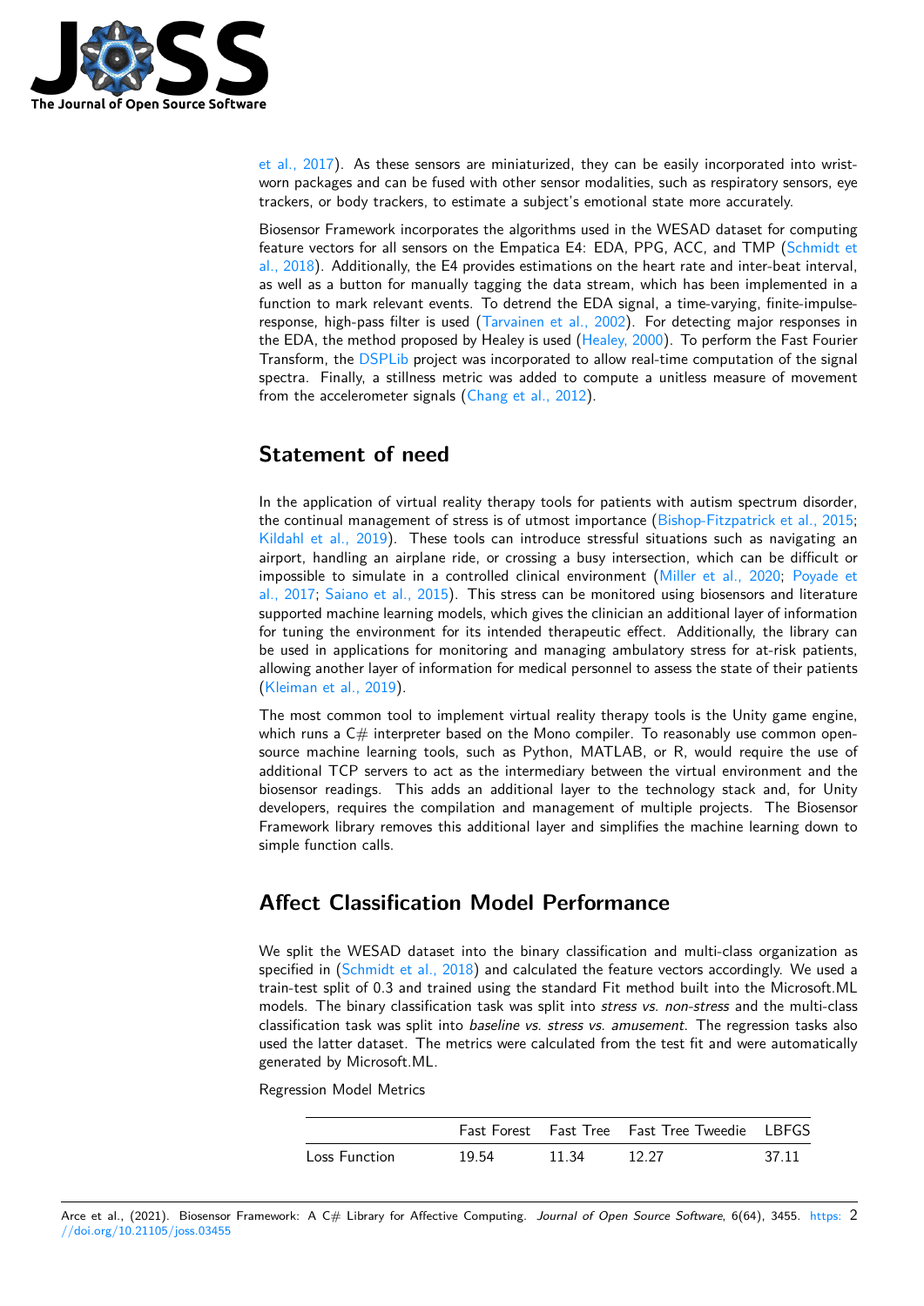et al., 2017). As these sensors are miniaturized, they can be easily incorporated into wrist-worn packages and can be fused with other sensor modalities, such as respiratory sensors, eye trackers, or body trackers, to estimate a subject's emotional state more accurately.

Biosensor Framework incorporates the algorithms used in the WESAD dataset for computing feature vectors for all sensors on the Empatica E4: EDA, PPG, ACC, and TMP (Schmidt et al., 2018). Additionally, the E4 provides estimations on the heart rate and inter-beat interval, as well as a button for manually tagging the data stream, which has been implemented in a function to mark relevant events. To detrend the EDA signal, a time-varying, finite-impulse-response, high-pass filter is used (Tarvainen et al., 2002). For detecting major responses in the EDA, the method proposed by Healey is used (Healey, 2000). To perform the Fast Fourier Transform, the DSPLib project was incorporated to allow real-time computation of the signal spectra. Finally, a stillness metric was added to compute a unitless measure of movement from the accelerometer signals (Chang et al., 2012).

## Statement of need

In the application of virtual reality therapy tools for patients with autism spectrum disorder, the continual management of stress is of utmost importance (Bishop-Fitzpatrick et al., 2015; Kildahl et al., 2019). These tools can introduce stressful situations such as navigating an airport, handling an airplane ride, or crossing a busy intersection, which can be difficult or impossible to simulate in a controlled clinical environment (Miller et al., 2020; Poyade et al., 2017; Saiano et al., 2015). This stress can be monitored using biosensors and literature supported machine learning models, which gives the clinician an additional layer of information for tuning the environment for its intended therapeutic effect. Additionally, the library can be used in applications for monitoring and managing ambulatory stress for at-risk patients, allowing another layer of information for medical personnel to assess the state of their patients (Kleiman et al., 2019).

The most common tool to implement virtual reality therapy tools is the Unity game engine, which runs a C# interpreter based on the Mono compiler. To reasonably use common open-source machine learning tools, such as Python, MATLAB, or R, would require the use of additional TCP servers to act as the intermediary between the virtual environment and the biosensor readings. This adds an additional layer to the technology stack and, for Unity developers, requires the compilation and management of multiple projects. The Biosensor Framework library removes this additional layer and simplifies the machine learning down to simple function calls.

## Affect Classification Model Performance

We split the WESAD dataset into the binary classification and multi-class organization as specified in (Schmidt et al., 2018) and calculated the feature vectors accordingly. We used a train-test split of 0.3 and trained using the standard Fit method built into the Microsoft.ML models. The binary classification task was split into *stress vs. non-stress* and the multi-class classification task was split into *baseline vs. stress vs. amusement*. The regression tasks also used the latter dataset. The metrics were calculated from the test fit and were automatically generated by Microsoft.ML.

Regression Model Metrics

| | Fast Forest | Fast Tree | Fast Tree Tweedie | LBFGS |
|---|---|---|---|---|
| Loss Function | 19.54 | 11.34 | 12.27 | 37.11 |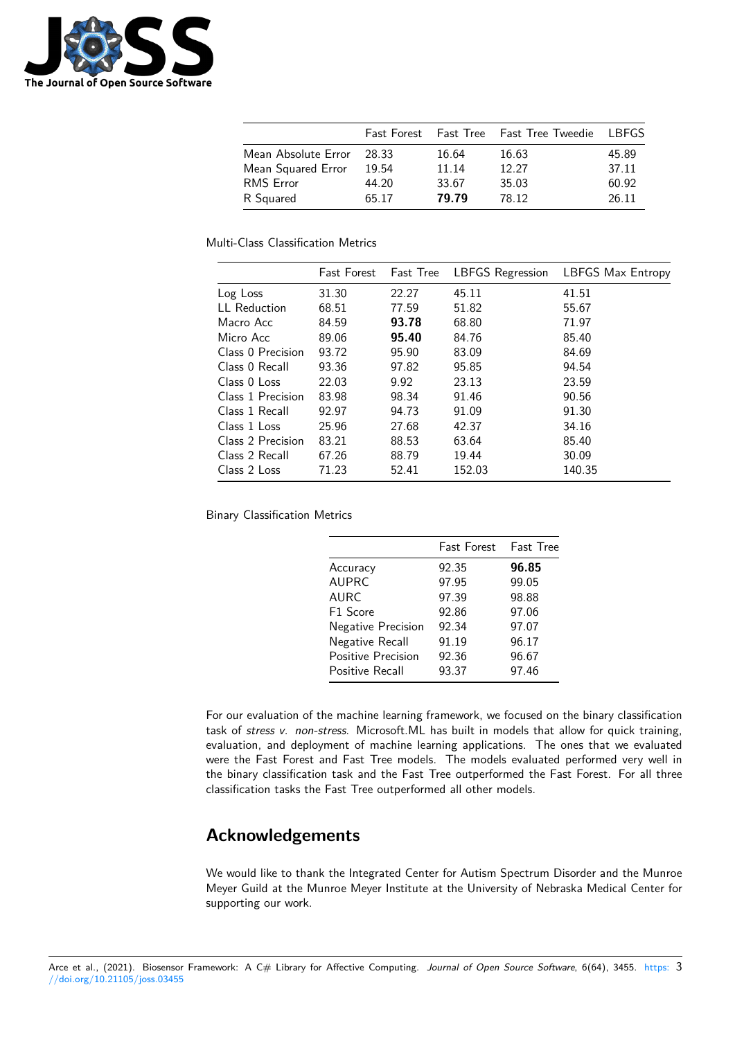| | Fast Forest | Fast Tree | Fast Tree Tweedie | LBFGS |
|---|---|---|---|---|
| Mean Absolute Error | 28.33 | 16.64 | 16.63 | 45.89 |
| Mean Squared Error | 19.54 | 11.14 | 12.27 | 37.11 |
| RMS Error | 44.20 | 33.67 | 35.03 | 60.92 |
| R Squared | 65.17 | **79.79** | 78.12 | 26.11 |

Multi-Class Classification Metrics

| | Fast Forest | Fast Tree | LBFGS Regression | LBFGS Max Entropy |
|---|---|---|---|---|
| Log Loss | 31.30 | 22.27 | 45.11 | 41.51 |
| LL Reduction | 68.51 | 77.59 | 51.82 | 55.67 |
| Macro Acc | 84.59 | **93.78** | 68.80 | 71.97 |
| Micro Acc | 89.06 | **95.40** | 84.76 | 85.40 |
| Class 0 Precision | 93.72 | 95.90 | 83.09 | 84.69 |
| Class 0 Recall | 93.36 | 97.82 | 95.85 | 94.54 |
| Class 0 Loss | 22.03 | 9.92 | 23.13 | 23.59 |
| Class 1 Precision | 83.98 | 98.34 | 91.46 | 90.56 |
| Class 1 Recall | 92.97 | 94.73 | 91.09 | 91.30 |
| Class 1 Loss | 25.96 | 27.68 | 42.37 | 34.16 |
| Class 2 Precision | 83.21 | 88.53 | 63.64 | 85.40 |
| Class 2 Recall | 67.26 | 88.79 | 19.44 | 30.09 |
| Class 2 Loss | 71.23 | 52.41 | 152.03 | 140.35 |

Binary Classification Metrics

| | Fast Forest | Fast Tree |
|---|---|---|
| Accuracy | 92.35 | **96.85** |
| AUPRC | 97.95 | 99.05 |
| AURC | 97.39 | 98.88 |
| F1 Score | 92.86 | 97.06 |
| Negative Precision | 92.34 | 97.07 |
| Negative Recall | 91.19 | 96.17 |
| Positive Precision | 92.36 | 96.67 |
| Positive Recall | 93.37 | 97.46 |

For our evaluation of the machine learning framework, we focused on the binary classification task of *stress v. non-stress*. Microsoft.ML has built in models that allow for quick training, evaluation, and deployment of machine learning applications. The ones that we evaluated were the Fast Forest and Fast Tree models. The models evaluated performed very well in the binary classification task and the Fast Tree outperformed the Fast Forest. For all three classification tasks the Fast Tree outperformed all other models.

## Acknowledgements

We would like to thank the Integrated Center for Autism Spectrum Disorder and the Munroe Meyer Guild at the Munroe Meyer Institute at the University of Nebraska Medical Center for supporting our work.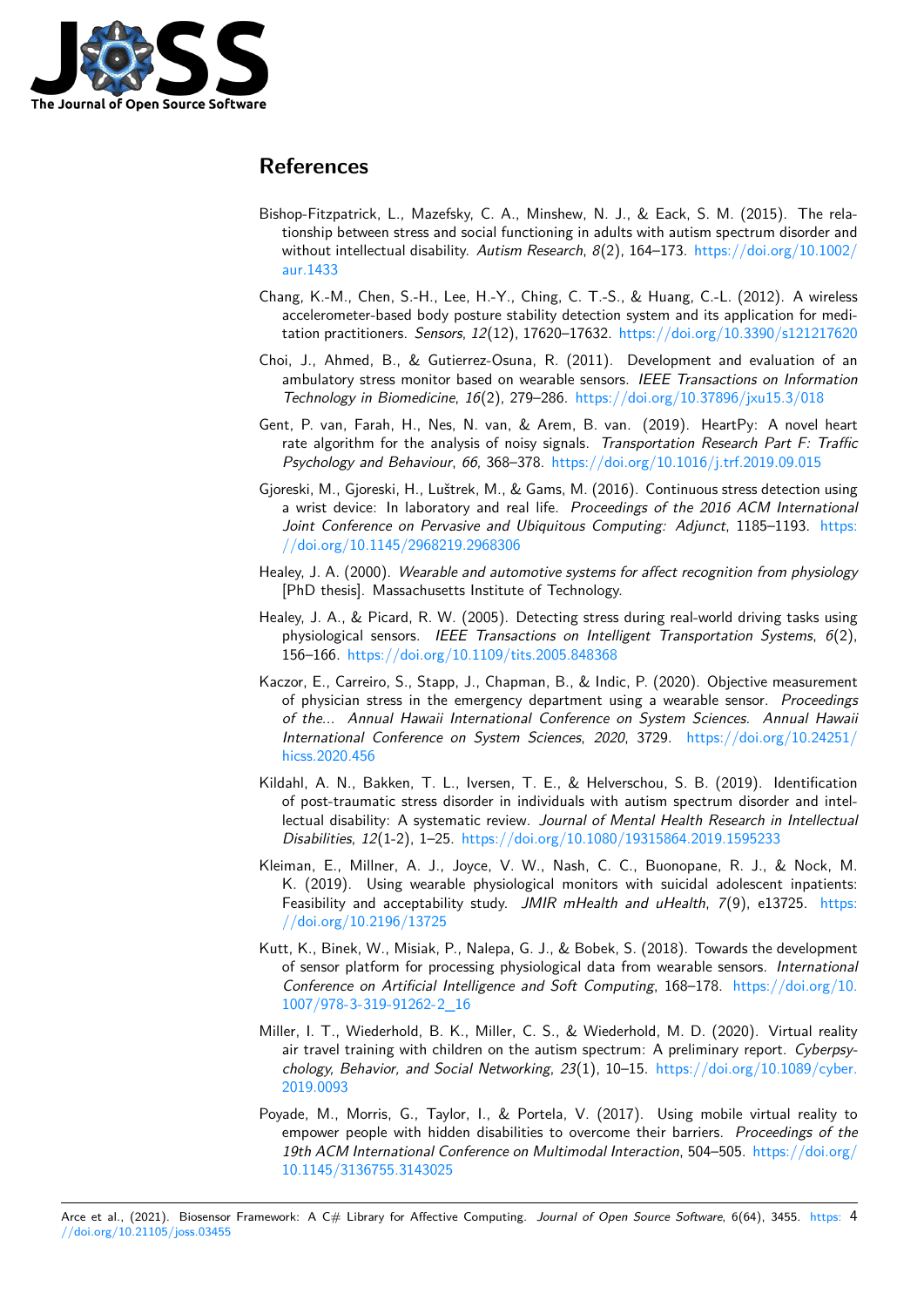# References

Bishop-Fitzpatrick, L., Mazefsky, C. A., Minshew, N. J., & Eack, S. M. (2015). The relationship between stress and social functioning in adults with autism spectrum disorder and without intellectual disability. *Autism Research*, *8*(2), 164–173. https://doi.org/10.1002/aur.1433

Chang, K.-M., Chen, S.-H., Lee, H.-Y., Ching, C. T.-S., & Huang, C.-L. (2012). A wireless accelerometer-based body posture stability detection system and its application for meditation practitioners. *Sensors*, *12*(12), 17620–17632. https://doi.org/10.3390/s121217620

Choi, J., Ahmed, B., & Gutierrez-Osuna, R. (2011). Development and evaluation of an ambulatory stress monitor based on wearable sensors. *IEEE Transactions on Information Technology in Biomedicine*, *16*(2), 279–286. https://doi.org/10.37896/jxu15.3/018

Gent, P. van, Farah, H., Nes, N. van, & Arem, B. van. (2019). HeartPy: A novel heart rate algorithm for the analysis of noisy signals. *Transportation Research Part F: Traffic Psychology and Behaviour*, *66*, 368–378. https://doi.org/10.1016/j.trf.2019.09.015

Gjoreski, M., Gjoreski, H., Luštrek, M., & Gams, M. (2016). Continuous stress detection using a wrist device: In laboratory and real life. *Proceedings of the 2016 ACM International Joint Conference on Pervasive and Ubiquitous Computing: Adjunct*, 1185–1193. https://doi.org/10.1145/2968219.2968306

Healey, J. A. (2000). *Wearable and automotive systems for affect recognition from physiology* [PhD thesis]. Massachusetts Institute of Technology.

Healey, J. A., & Picard, R. W. (2005). Detecting stress during real-world driving tasks using physiological sensors. *IEEE Transactions on Intelligent Transportation Systems*, *6*(2), 156–166. https://doi.org/10.1109/tits.2005.848368

Kaczor, E., Carreiro, S., Stapp, J., Chapman, B., & Indic, P. (2020). Objective measurement of physician stress in the emergency department using a wearable sensor. *Proceedings of the... Annual Hawaii International Conference on System Sciences. Annual Hawaii International Conference on System Sciences*, *2020*, 3729. https://doi.org/10.24251/hicss.2020.456

Kildahl, A. N., Bakken, T. L., Iversen, T. E., & Helverschou, S. B. (2019). Identification of post-traumatic stress disorder in individuals with autism spectrum disorder and intellectual disability: A systematic review. *Journal of Mental Health Research in Intellectual Disabilities*, *12*(1-2), 1–25. https://doi.org/10.1080/19315864.2019.1595233

Kleiman, E., Millner, A. J., Joyce, V. W., Nash, C. C., Buonopane, R. J., & Nock, M. K. (2019). Using wearable physiological monitors with suicidal adolescent inpatients: Feasibility and acceptability study. *JMIR mHealth and uHealth*, *7*(9), e13725. https://doi.org/10.2196/13725

Kutt, K., Binek, W., Misiak, P., Nalepa, G. J., & Bobek, S. (2018). Towards the development of sensor platform for processing physiological data from wearable sensors. *International Conference on Artificial Intelligence and Soft Computing*, 168–178. https://doi.org/10.1007/978-3-319-91262-2_16

Miller, I. T., Wiederhold, B. K., Miller, C. S., & Wiederhold, M. D. (2020). Virtual reality air travel training with children on the autism spectrum: A preliminary report. *Cyberpsychology, Behavior, and Social Networking*, *23*(1), 10–15. https://doi.org/10.1089/cyber.2019.0093

Poyade, M., Morris, G., Taylor, I., & Portela, V. (2017). Using mobile virtual reality to empower people with hidden disabilities to overcome their barriers. *Proceedings of the 19th ACM International Conference on Multimodal Interaction*, 504–505. https://doi.org/10.1145/3136755.3143025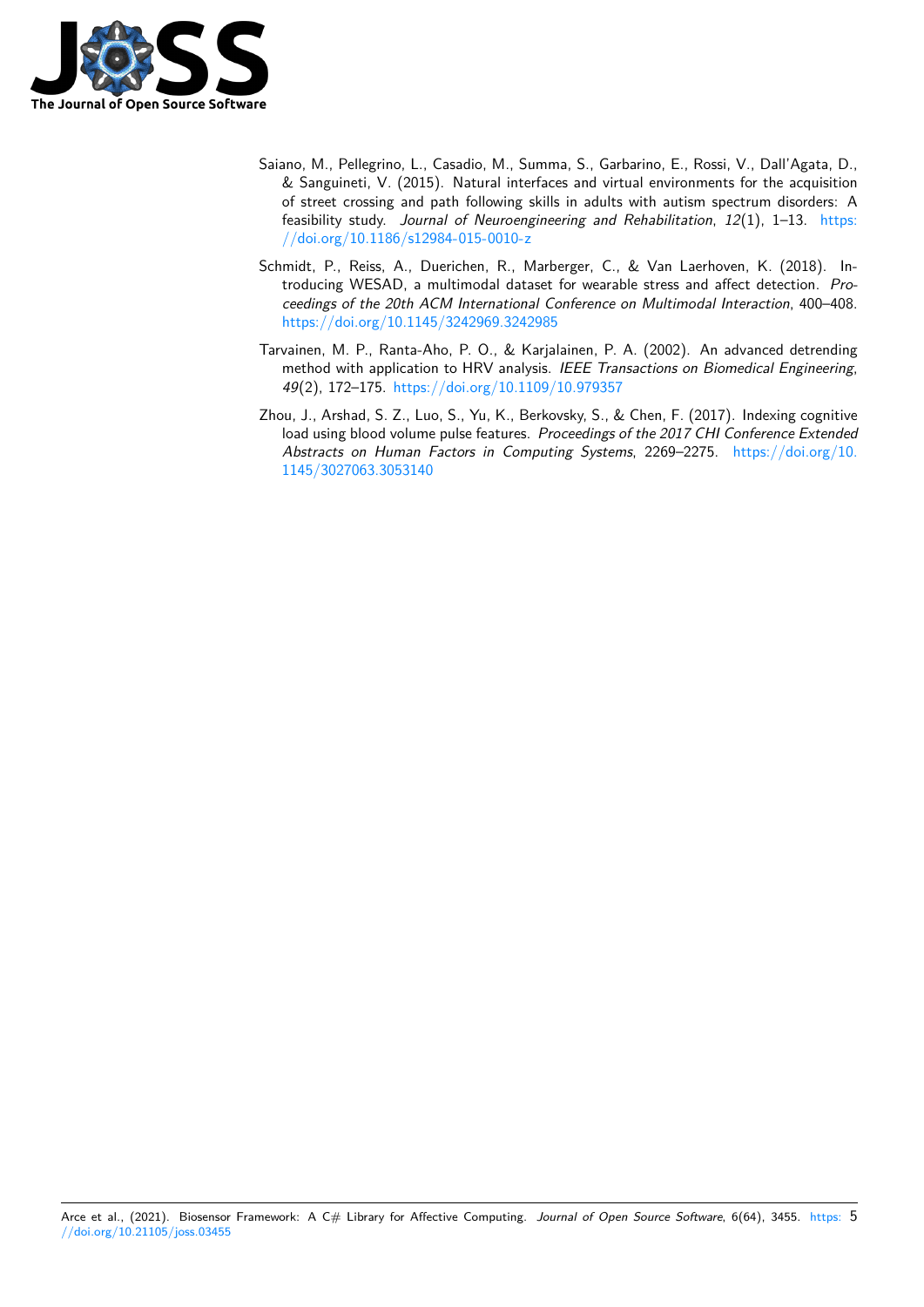Saiano, M., Pellegrino, L., Casadio, M., Summa, S., Garbarino, E., Rossi, V., Dall'Agata, D., & Sanguineti, V. (2015). Natural interfaces and virtual environments for the acquisition of street crossing and path following skills in adults with autism spectrum disorders: A feasibility study. *Journal of Neuroengineering and Rehabilitation*, *12*(1), 1–13. https://doi.org/10.1186/s12984-015-0010-z

Schmidt, P., Reiss, A., Duerichen, R., Marberger, C., & Van Laerhoven, K. (2018). Introducing WESAD, a multimodal dataset for wearable stress and affect detection. *Proceedings of the 20th ACM International Conference on Multimodal Interaction*, 400–408. https://doi.org/10.1145/3242969.3242985

Tarvainen, M. P., Ranta-Aho, P. O., & Karjalainen, P. A. (2002). An advanced detrending method with application to HRV analysis. *IEEE Transactions on Biomedical Engineering*, *49*(2), 172–175. https://doi.org/10.1109/10.979357

Zhou, J., Arshad, S. Z., Luo, S., Yu, K., Berkovsky, S., & Chen, F. (2017). Indexing cognitive load using blood volume pulse features. *Proceedings of the 2017 CHI Conference Extended Abstracts on Human Factors in Computing Systems*, 2269–2275. https://doi.org/10.1145/3027063.3053140